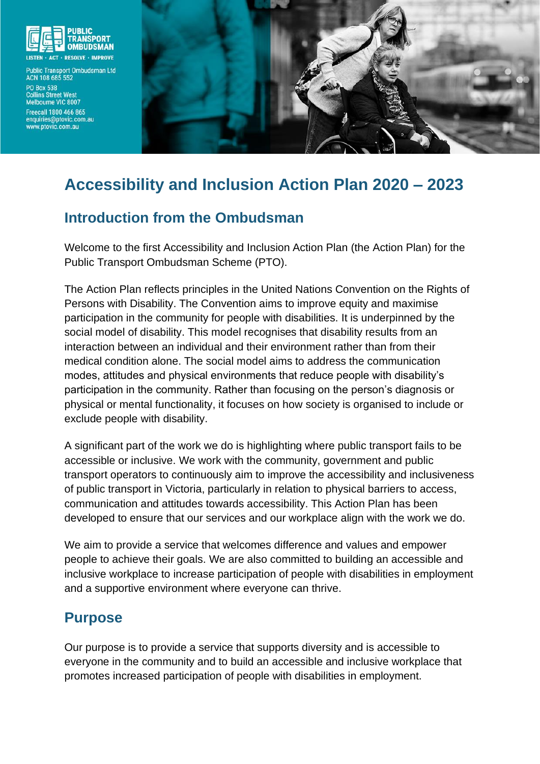PUBLIC TRANSPORT OMBUDSMAN

LISTEN · ACT · RESOLVE · IMPROVE

Public Transport Ombudsman Ltd
ACN 108 685 552

PO Box 538
Collins Street West
Melbourne VIC 8007

Freecall 1800 466 865
enquiries@ptovic.com.au
www.ptovic.com.au

# Accessibility and Inclusion Action Plan 2020 – 2023

## Introduction from the Ombudsman

Welcome to the first Accessibility and Inclusion Action Plan (the Action Plan) for the Public Transport Ombudsman Scheme (PTO).

The Action Plan reflects principles in the United Nations Convention on the Rights of Persons with Disability. The Convention aims to improve equity and maximise participation in the community for people with disabilities. It is underpinned by the social model of disability. This model recognises that disability results from an interaction between an individual and their environment rather than from their medical condition alone. The social model aims to address the communication modes, attitudes and physical environments that reduce people with disability's participation in the community. Rather than focusing on the person's diagnosis or physical or mental functionality, it focuses on how society is organised to include or exclude people with disability.

A significant part of the work we do is highlighting where public transport fails to be accessible or inclusive. We work with the community, government and public transport operators to continuously aim to improve the accessibility and inclusiveness of public transport in Victoria, particularly in relation to physical barriers to access, communication and attitudes towards accessibility. This Action Plan has been developed to ensure that our services and our workplace align with the work we do.

We aim to provide a service that welcomes difference and values and empower people to achieve their goals. We are also committed to building an accessible and inclusive workplace to increase participation of people with disabilities in employment and a supportive environment where everyone can thrive.

## Purpose

Our purpose is to provide a service that supports diversity and is accessible to everyone in the community and to build an accessible and inclusive workplace that promotes increased participation of people with disabilities in employment.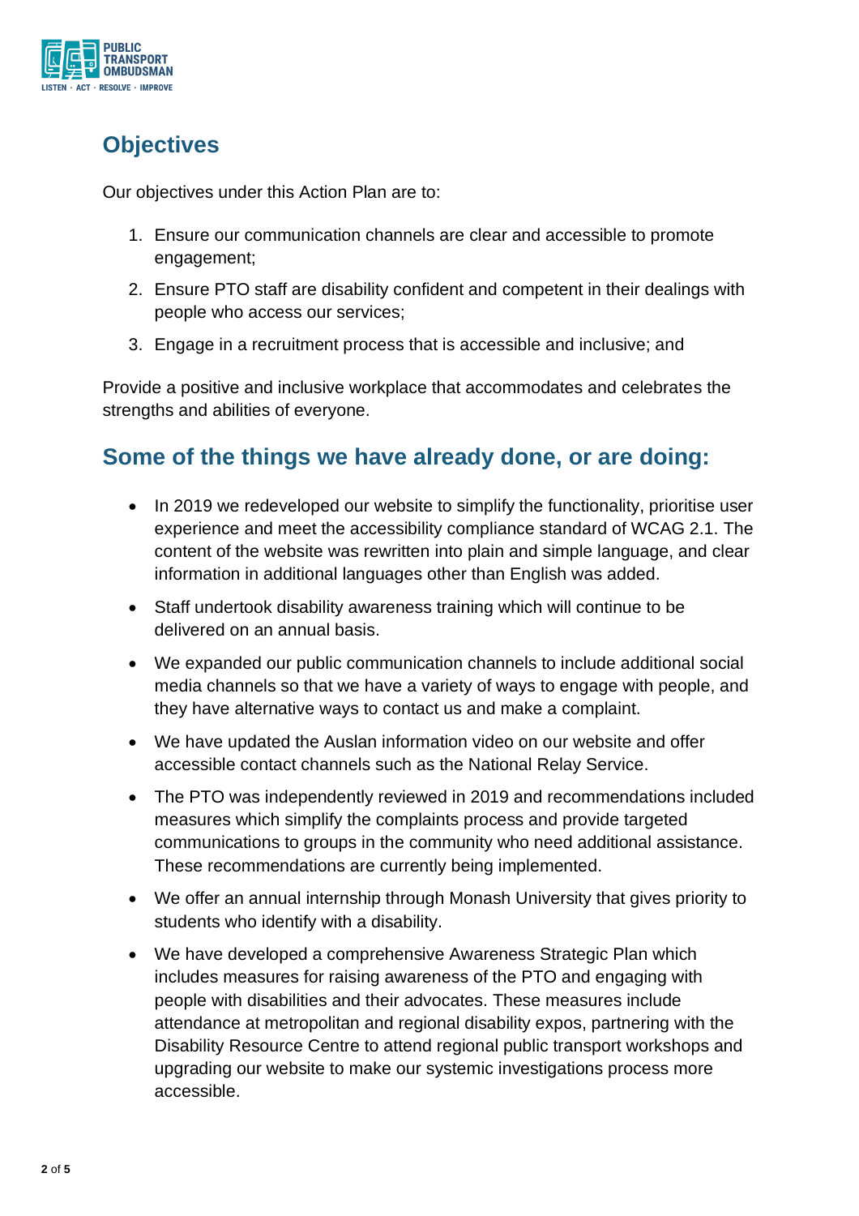## Objectives

Our objectives under this Action Plan are to:

1. Ensure our communication channels are clear and accessible to promote engagement;
2. Ensure PTO staff are disability confident and competent in their dealings with people who access our services;
3. Engage in a recruitment process that is accessible and inclusive; and

Provide a positive and inclusive workplace that accommodates and celebrates the strengths and abilities of everyone.

## Some of the things we have already done, or are doing:

- In 2019 we redeveloped our website to simplify the functionality, prioritise user experience and meet the accessibility compliance standard of WCAG 2.1. The content of the website was rewritten into plain and simple language, and clear information in additional languages other than English was added.
- Staff undertook disability awareness training which will continue to be delivered on an annual basis.
- We expanded our public communication channels to include additional social media channels so that we have a variety of ways to engage with people, and they have alternative ways to contact us and make a complaint.
- We have updated the Auslan information video on our website and offer accessible contact channels such as the National Relay Service.
- The PTO was independently reviewed in 2019 and recommendations included measures which simplify the complaints process and provide targeted communications to groups in the community who need additional assistance. These recommendations are currently being implemented.
- We offer an annual internship through Monash University that gives priority to students who identify with a disability.
- We have developed a comprehensive Awareness Strategic Plan which includes measures for raising awareness of the PTO and engaging with people with disabilities and their advocates. These measures include attendance at metropolitan and regional disability expos, partnering with the Disability Resource Centre to attend regional public transport workshops and upgrading our website to make our systemic investigations process more accessible.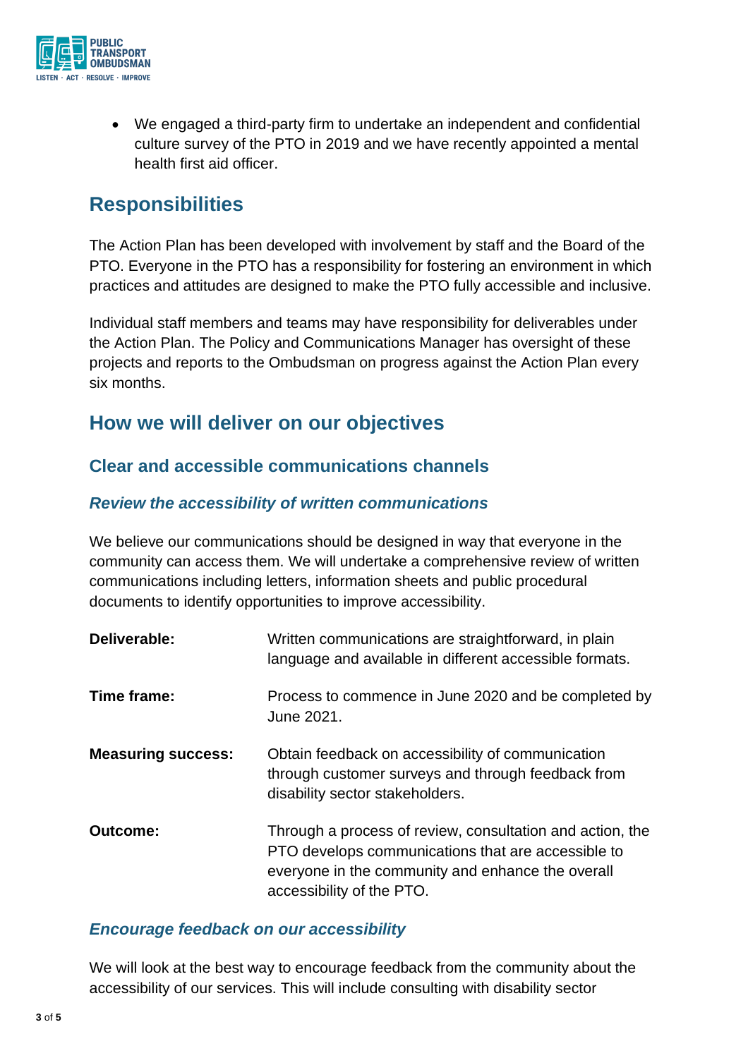- We engaged a third-party firm to undertake an independent and confidential culture survey of the PTO in 2019 and we have recently appointed a mental health first aid officer.

## Responsibilities

The Action Plan has been developed with involvement by staff and the Board of the PTO. Everyone in the PTO has a responsibility for fostering an environment in which practices and attitudes are designed to make the PTO fully accessible and inclusive.

Individual staff members and teams may have responsibility for deliverables under the Action Plan. The Policy and Communications Manager has oversight of these projects and reports to the Ombudsman on progress against the Action Plan every six months.

## How we will deliver on our objectives

### Clear and accessible communications channels

#### *Review the accessibility of written communications*

We believe our communications should be designed in way that everyone in the community can access them. We will undertake a comprehensive review of written communications including letters, information sheets and public procedural documents to identify opportunities to improve accessibility.

**Deliverable:** Written communications are straightforward, in plain language and available in different accessible formats.

**Time frame:** Process to commence in June 2020 and be completed by June 2021.

**Measuring success:** Obtain feedback on accessibility of communication through customer surveys and through feedback from disability sector stakeholders.

**Outcome:** Through a process of review, consultation and action, the PTO develops communications that are accessible to everyone in the community and enhance the overall accessibility of the PTO.

#### *Encourage feedback on our accessibility*

We will look at the best way to encourage feedback from the community about the accessibility of our services. This will include consulting with disability sector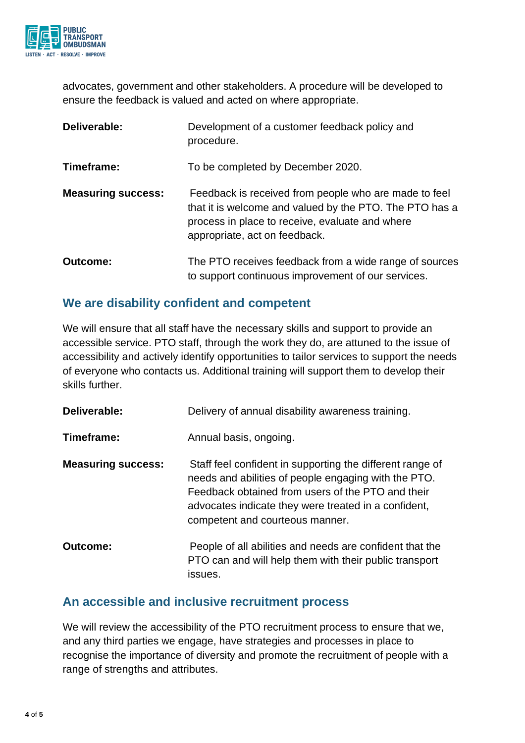advocates, government and other stakeholders. A procedure will be developed to ensure the feedback is valued and acted on where appropriate.

**Deliverable:** Development of a customer feedback policy and procedure.

**Timeframe:** To be completed by December 2020.

**Measuring success:** Feedback is received from people who are made to feel that it is welcome and valued by the PTO. The PTO has a process in place to receive, evaluate and where appropriate, act on feedback.

**Outcome:** The PTO receives feedback from a wide range of sources to support continuous improvement of our services.

## We are disability confident and competent

We will ensure that all staff have the necessary skills and support to provide an accessible service. PTO staff, through the work they do, are attuned to the issue of accessibility and actively identify opportunities to tailor services to support the needs of everyone who contacts us. Additional training will support them to develop their skills further.

**Deliverable:** Delivery of annual disability awareness training.

**Timeframe:** Annual basis, ongoing.

**Measuring success:** Staff feel confident in supporting the different range of needs and abilities of people engaging with the PTO. Feedback obtained from users of the PTO and their advocates indicate they were treated in a confident, competent and courteous manner.

**Outcome:** People of all abilities and needs are confident that the PTO can and will help them with their public transport issues.

## An accessible and inclusive recruitment process

We will review the accessibility of the PTO recruitment process to ensure that we, and any third parties we engage, have strategies and processes in place to recognise the importance of diversity and promote the recruitment of people with a range of strengths and attributes.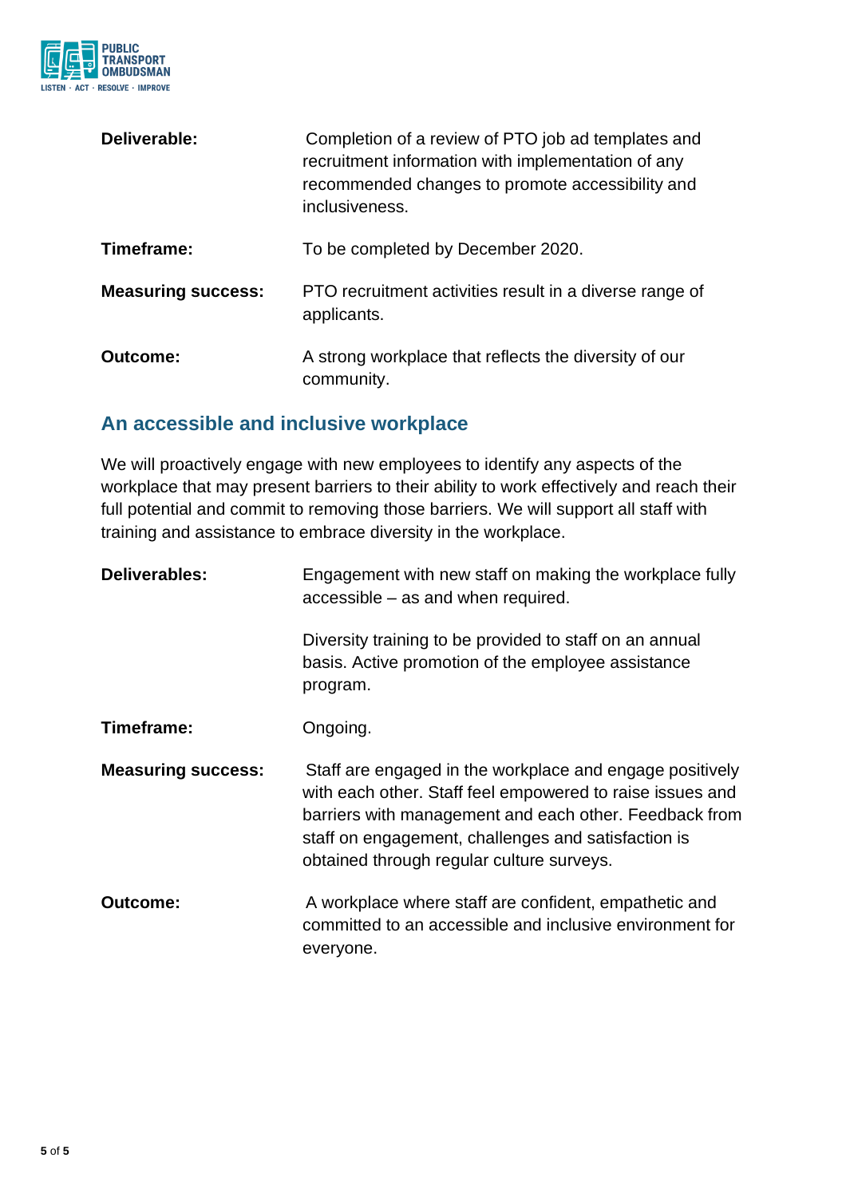**Deliverable:** Completion of a review of PTO job ad templates and recruitment information with implementation of any recommended changes to promote accessibility and inclusiveness.

**Timeframe:** To be completed by December 2020.

**Measuring success:** PTO recruitment activities result in a diverse range of applicants.

**Outcome:** A strong workplace that reflects the diversity of our community.

## An accessible and inclusive workplace

We will proactively engage with new employees to identify any aspects of the workplace that may present barriers to their ability to work effectively and reach their full potential and commit to removing those barriers. We will support all staff with training and assistance to embrace diversity in the workplace.

**Deliverables:** Engagement with new staff on making the workplace fully accessible – as and when required.

Diversity training to be provided to staff on an annual basis. Active promotion of the employee assistance program.

**Timeframe:** Ongoing.

**Measuring success:** Staff are engaged in the workplace and engage positively with each other. Staff feel empowered to raise issues and barriers with management and each other. Feedback from staff on engagement, challenges and satisfaction is obtained through regular culture surveys.

**Outcome:** A workplace where staff are confident, empathetic and committed to an accessible and inclusive environment for everyone.